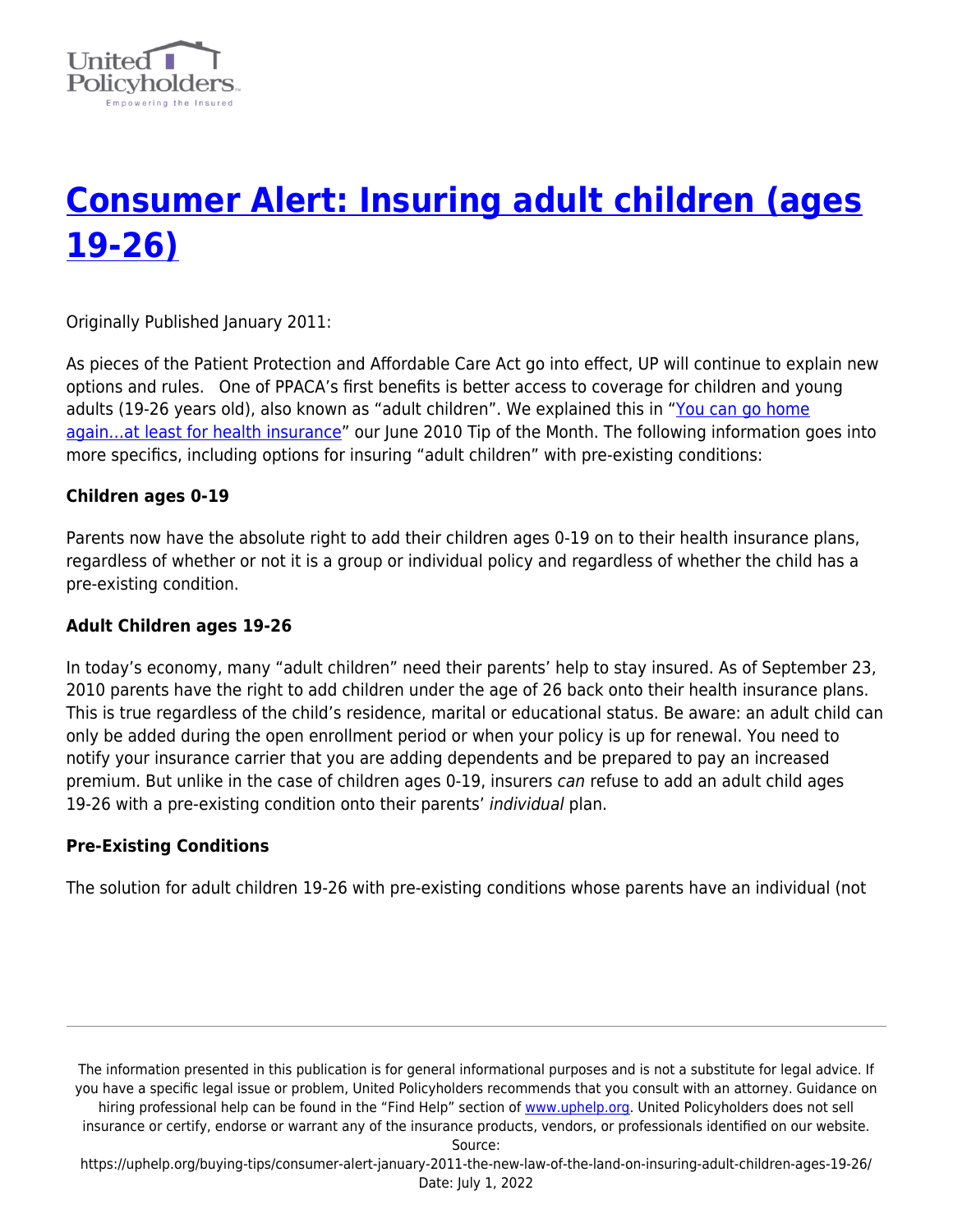# [Consumer Alert: Insuring adult children (ages 19-26)]()

Originally Published January 2011:

As pieces of the Patient Protection and Affordable Care Act go into effect, UP will continue to explain new options and rules. One of PPACA's first benefits is better access to coverage for children and young adults (19-26 years old), also known as "adult children". We explained this in "[You can go home again…at least for health insurance]()" our June 2010 Tip of the Month. The following information goes into more specifics, including options for insuring "adult children" with pre-existing conditions:

**Children ages 0-19**

Parents now have the absolute right to add their children ages 0-19 on to their health insurance plans, regardless of whether or not it is a group or individual policy and regardless of whether the child has a pre-existing condition.

**Adult Children ages 19-26**

In today's economy, many "adult children" need their parents' help to stay insured. As of September 23, 2010 parents have the right to add children under the age of 26 back onto their health insurance plans. This is true regardless of the child's residence, marital or educational status. Be aware: an adult child can only be added during the open enrollment period or when your policy is up for renewal. You need to notify your insurance carrier that you are adding dependents and be prepared to pay an increased premium. But unlike in the case of children ages 0-19, insurers *can* refuse to add an adult child ages 19-26 with a pre-existing condition onto their parents' *individual* plan.

**Pre-Existing Conditions**

The solution for adult children 19-26 with pre-existing conditions whose parents have an individual (not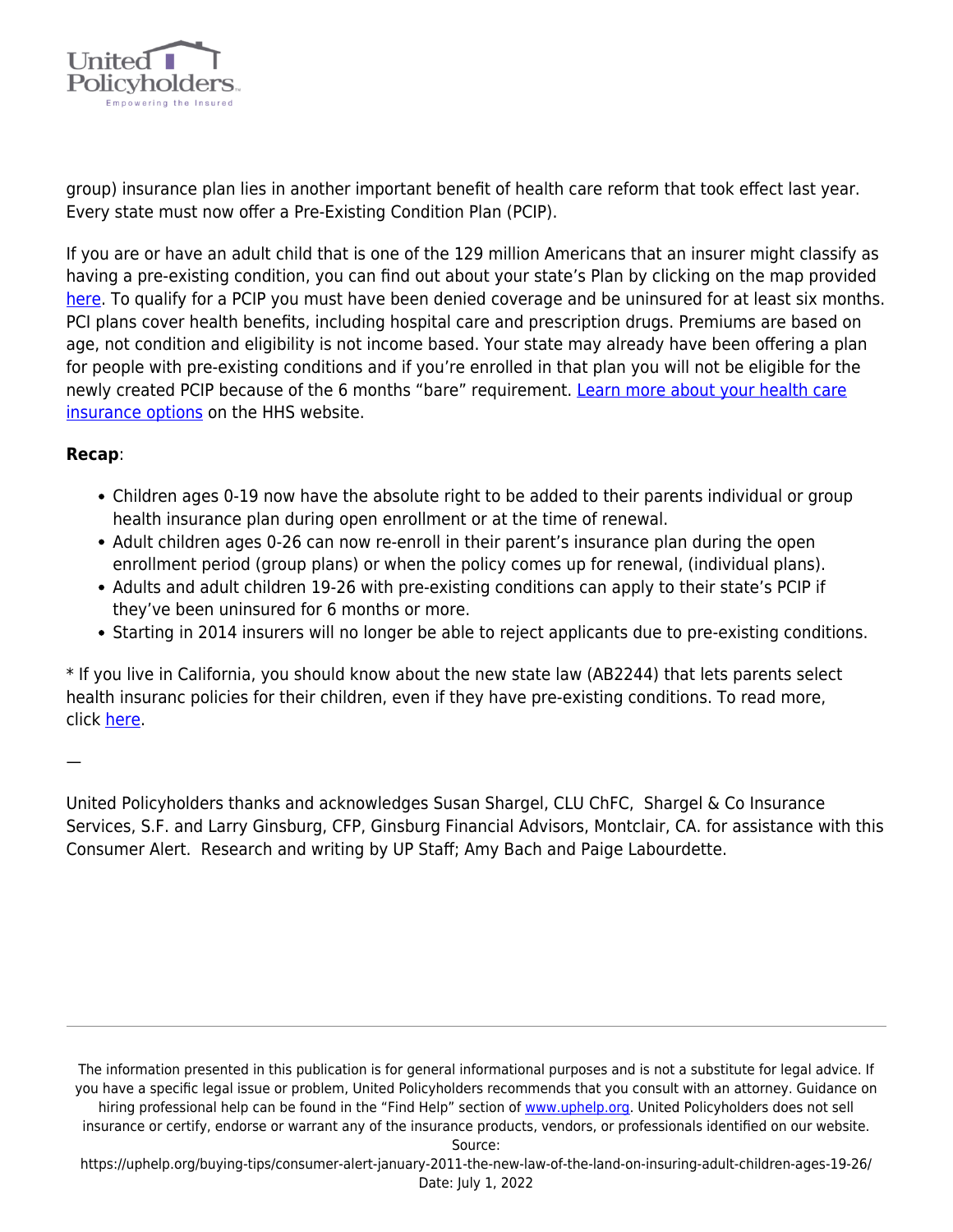group) insurance plan lies in another important benefit of health care reform that took effect last year. Every state must now offer a Pre-Existing Condition Plan (PCIP).

If you are or have an adult child that is one of the 129 million Americans that an insurer might classify as having a pre-existing condition, you can find out about your state's Plan by clicking on the map provided here. To qualify for a PCIP you must have been denied coverage and be uninsured for at least six months. PCI plans cover health benefits, including hospital care and prescription drugs. Premiums are based on age, not condition and eligibility is not income based. Your state may already have been offering a plan for people with pre-existing conditions and if you're enrolled in that plan you will not be eligible for the newly created PCIP because of the 6 months "bare" requirement. Learn more about your health care insurance options on the HHS website.

**Recap**:

- Children ages 0-19 now have the absolute right to be added to their parents individual or group health insurance plan during open enrollment or at the time of renewal.
- Adult children ages 0-26 can now re-enroll in their parent's insurance plan during the open enrollment period (group plans) or when the policy comes up for renewal, (individual plans).
- Adults and adult children 19-26 with pre-existing conditions can apply to their state's PCIP if they've been uninsured for 6 months or more.
- Starting in 2014 insurers will no longer be able to reject applicants due to pre-existing conditions.

* If you live in California, you should know about the new state law (AB2244) that lets parents select health insuranc policies for their children, even if they have pre-existing conditions. To read more, click here.

—

United Policyholders thanks and acknowledges Susan Shargel, CLU ChFC, Shargel & Co Insurance Services, S.F. and Larry Ginsburg, CFP, Ginsburg Financial Advisors, Montclair, CA. for assistance with this Consumer Alert. Research and writing by UP Staff; Amy Bach and Paige Labourdette.

---

The information presented in this publication is for general informational purposes and is not a substitute for legal advice. If you have a specific legal issue or problem, United Policyholders recommends that you consult with an attorney. Guidance on hiring professional help can be found in the "Find Help" section of www.uphelp.org. United Policyholders does not sell insurance or certify, endorse or warrant any of the insurance products, vendors, or professionals identified on our website.
Source:
https://uphelp.org/buying-tips/consumer-alert-january-2011-the-new-law-of-the-land-on-insuring-adult-children-ages-19-26/
Date: July 1, 2022